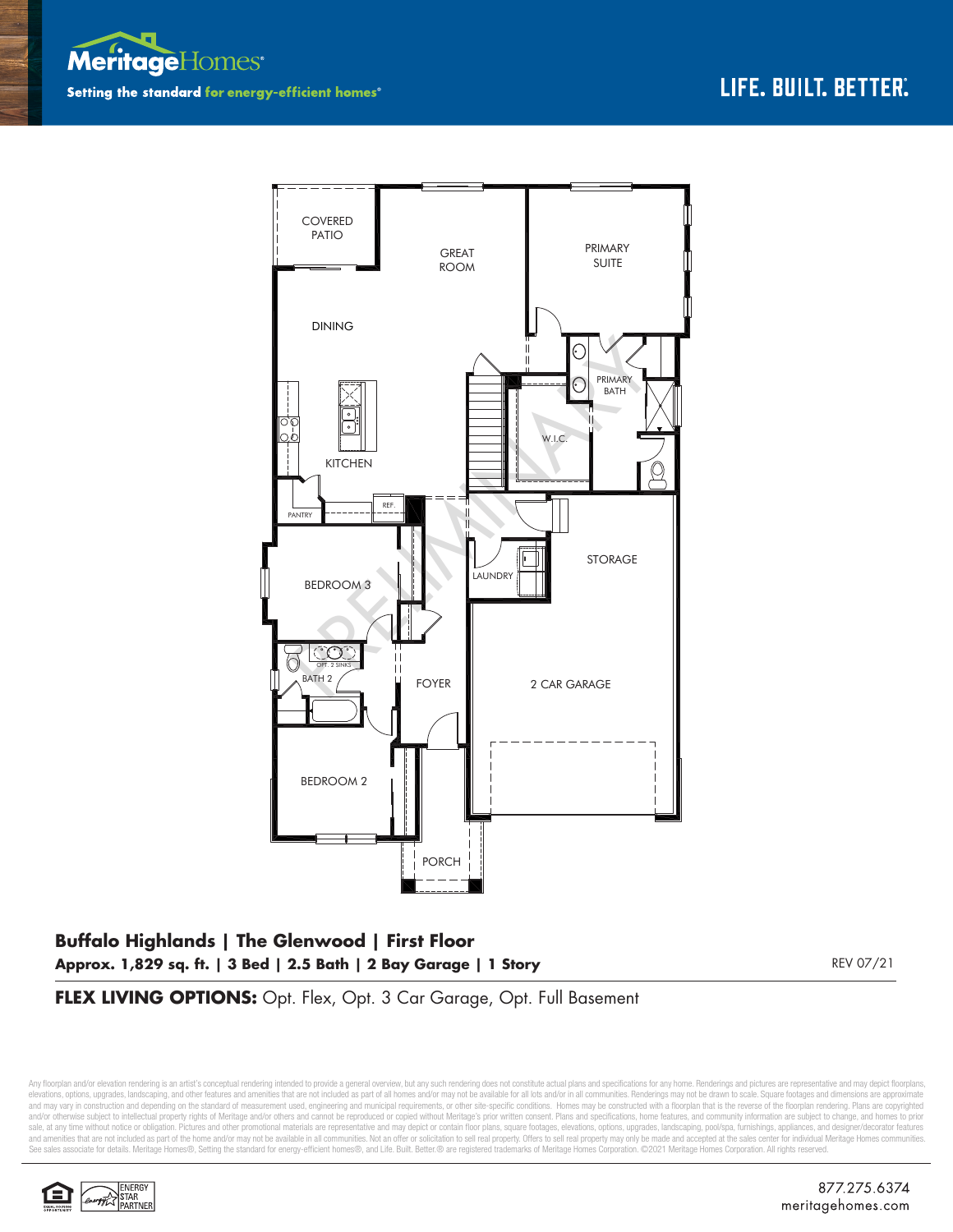Meritage Homes

Setting the standard for energy-efficient homes®

LIFE. BUILT. BETTER.®

COVERED PATIO

GREAT ROOM

PRIMARY SUITE

DINING

PRIMARY BATH

W.I.C.

KITCHEN

PANTRY

REF.

STORAGE

BEDROOM 3

LAUNDRY

OPT. 2 SINKS

BATH 2

FOYER

2 CAR GARAGE

BEDROOM 2

PORCH

PRELIMINARY

## Buffalo Highlands | The Glenwood | First Floor

**Approx. 1,829 sq. ft. | 3 Bed | 2.5 Bath | 2 Bay Garage | 1 Story**

REV 07/21

**FLEX LIVING OPTIONS:** Opt. Flex, Opt. 3 Car Garage, Opt. Full Basement

Any floorplan and/or elevation rendering is an artist's conceptual rendering intended to provide a general overview, but any such rendering does not constitute actual plans and specifications for any home. Renderings and pictures are representative and may depict floorplans, elevations, options, upgrades, landscaping, and other features and amenities that are not included as part of all homes and/or may not be available for all lots and/or in all communities. Renderings may not be drawn to scale. Square footages and dimensions are approximate and may vary in construction and depending on the standard of measurement used, engineering and municipal requirements, or other site-specific conditions. Homes may be constructed with a floorplan that is the reverse of the floorplan rendering. Plans are copyrighted and/or otherwise subject to intellectual property rights of Meritage and/or others and cannot be reproduced or copied without Meritage's prior written consent. Plans and specifications, home features, and community information are subject to change, and homes to prior sale, at any time without notice or obligation. Pictures and other promotional materials are representative and may depict or contain floor plans, square footages, elevations, options, upgrades, landscaping, pool/spa, furnishings, appliances, and designer/decorator features and amenities that are not included as part of the home and/or may not be available in all communities. Not an offer or solicitation to sell real property. Offers to sell real property may only be made and accepted at the sales center for individual Meritage Homes communities. See sales associate for details. Meritage Homes®, Setting the standard for energy-efficient homes®, and Life. Built. Better.® are registered trademarks of Meritage Homes Corporation. ©2021 Meritage Homes Corporation. All rights reserved.

EQUAL HOUSING OPPORTUNITY

ENERGY STAR PARTNER

877.275.6374
meritagehomes.com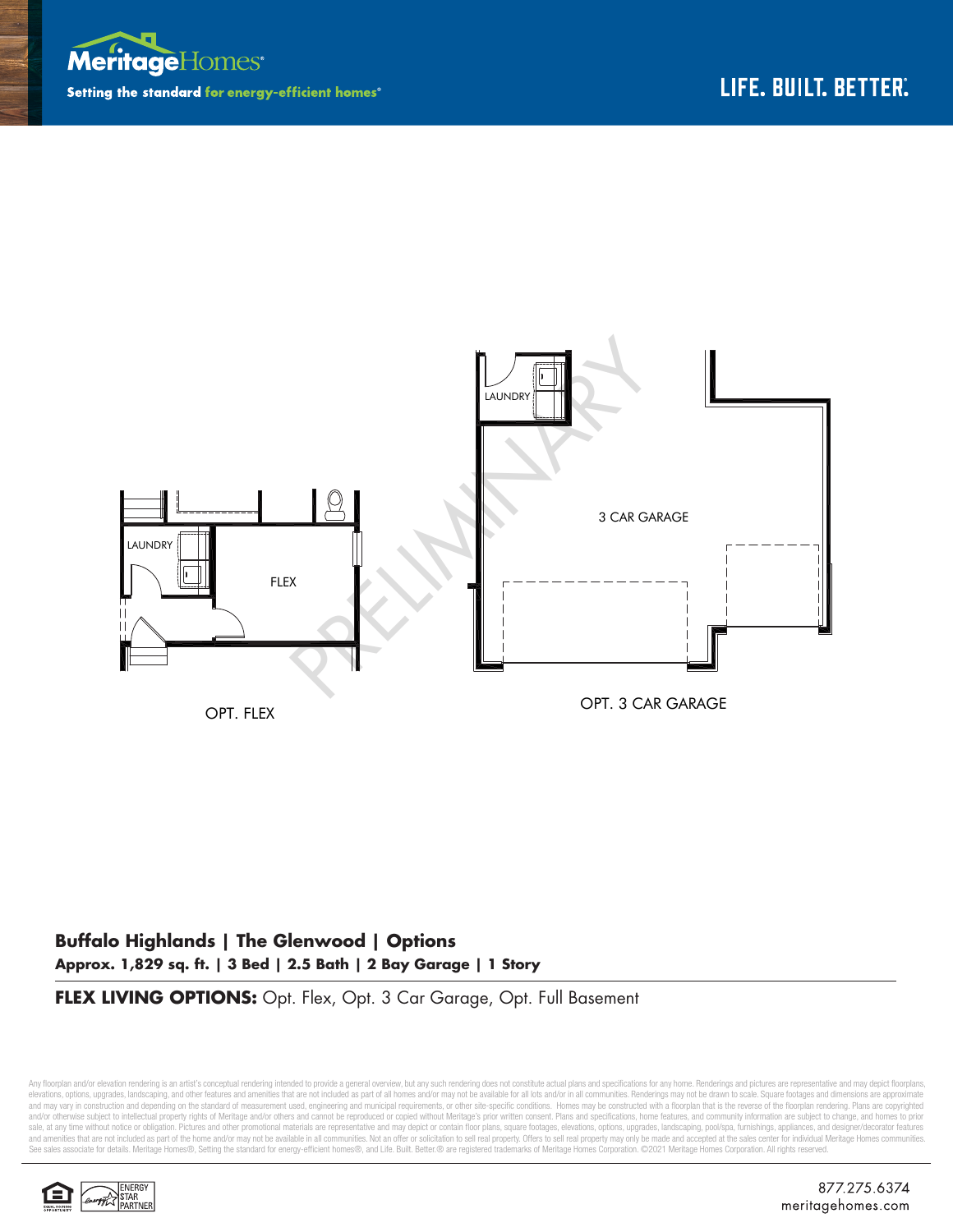Meritage Homes

Setting the standard **for energy-efficient homes**®

LIFE. BUILT. BETTER.®

LAUNDRY

FLEX

OPT. FLEX

LAUNDRY

3 CAR GARAGE

OPT. 3 CAR GARAGE

PRELIMINARY

## Buffalo Highlands | The Glenwood | Options

**Approx. 1,829 sq. ft. | 3 Bed | 2.5 Bath | 2 Bay Garage | 1 Story**

**FLEX LIVING OPTIONS:** Opt. Flex, Opt. 3 Car Garage, Opt. Full Basement

Any floorplan and/or elevation rendering is an artist's conceptual rendering intended to provide a general overview, but any such rendering does not constitute actual plans and specifications for any home. Renderings and pictures are representative and may depict floorplans, elevations, options, upgrades, landscaping, and other features and amenities that are not included as part of all homes and/or may not be available for all lots and/or in all communities. Renderings may not be drawn to scale. Square footages and dimensions are approximate and may vary in construction and depending on the standard of measurement used, engineering and municipal requirements, or other site-specific conditions. Homes may be constructed with a floorplan that is the reverse of the floorplan rendering. Plans are copyrighted and/or otherwise subject to intellectual property rights of Meritage and/or others and cannot be reproduced or copied without Meritage's prior written consent. Plans and specifications, home features, and community information are subject to change, and homes to prior sale, at any time without notice or obligation. Pictures and other promotional materials are representative and may depict or contain floor plans, square footages, elevations, options, upgrades, landscaping, pool/spa, furnishings, appliances, and designer/decorator features and amenities that are not included as part of the home and/or may not be available in all communities. Not an offer or solicitation to sell real property. Offers to sell real property may only be made and accepted at the sales center for individual Meritage Homes communities. See sales associate for details. Meritage Homes®, Setting the standard for energy-efficient homes®, and Life. Built. Better.® are registered trademarks of Meritage Homes Corporation. ©2021 Meritage Homes Corporation. All rights reserved.

ENERGY STAR PARTNER

877.275.6374
meritagehomes.com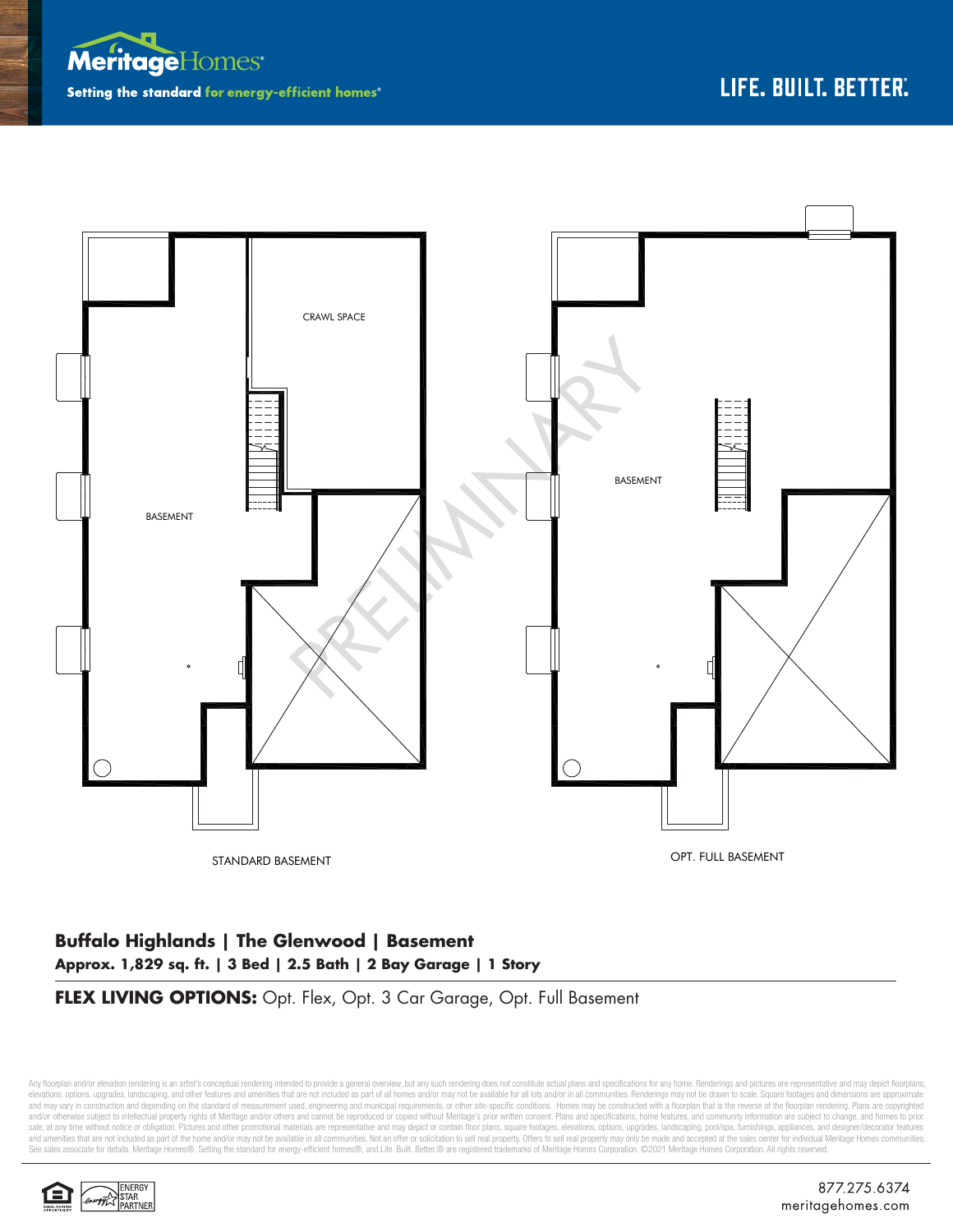Meritage Homes

Setting the standard for energy-efficient homes®

LIFE. BUILT. BETTER.®

CRAWL SPACE

BASEMENT

STANDARD BASEMENT

PRELIMINARY

BASEMENT

OPT. FULL BASEMENT

## Buffalo Highlands | The Glenwood | Basement

**Approx. 1,829 sq. ft. | 3 Bed | 2.5 Bath | 2 Bay Garage | 1 Story**

**FLEX LIVING OPTIONS:** Opt. Flex, Opt. 3 Car Garage, Opt. Full Basement

Any floorplan and/or elevation rendering is an artist's conceptual rendering intended to provide a general overview, but any such rendering does not constitute actual plans and specifications for any home. Renderings and pictures are representative and may depict floorplans, elevations, options, upgrades, landscaping, and other features and amenities that are not included as part of all homes and/or may not be available for all lots and/or in all communities. Renderings may not be drawn to scale. Square footages and dimensions are approximate and may vary in construction and depending on the standard of measurement used, engineering and municipal requirements, or other site-specific conditions. Homes may be constructed with a floorplan that is the reverse of the floorplan rendering. Plans are copyrighted and/or otherwise subject to intellectual property rights of Meritage and/or others and cannot be reproduced or copied without Meritage's prior written consent. Plans and specifications, home features, and community information are subject to change, and homes to prior sale, at any time without notice or obligation. Pictures and other promotional materials are representative and may depict or contain floor plans, square footages, elevations, options, upgrades, landscaping, pool/spa, furnishings, appliances, and designer/decorator features and amenities that are not included as part of the home and/or may not be available in all communities. Not an offer or solicitation to sell real property. Offers to sell real property may only be made and accepted at the sales center for individual Meritage Homes communities. See sales associate for details. Meritage Homes®, Setting the standard for energy-efficient homes®, and Life. Built. Better.® are registered trademarks of Meritage Homes Corporation. ©2021 Meritage Homes Corporation. All rights reserved.

ENERGY STAR PARTNER

877.275.6374
meritagehomes.com